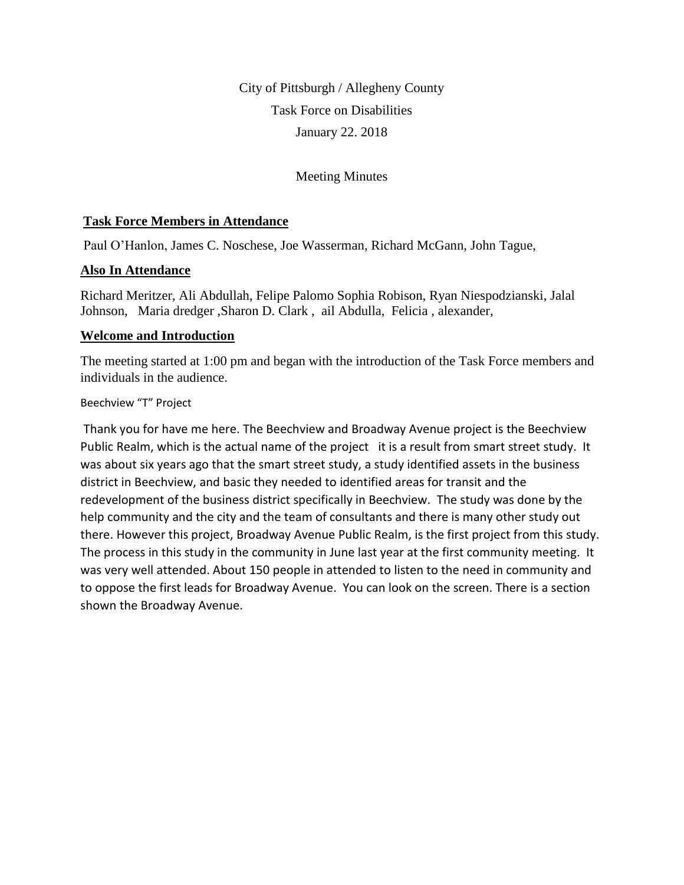City of Pittsburgh / Allegheny County

Task Force on Disabilities

January 22. 2018

Meeting Minutes

## Task Force Members in Attendance

Paul O'Hanlon, James C. Noschese, Joe Wasserman, Richard McGann, John Tague,

## Also In Attendance

Richard Meritzer, Ali Abdullah, Felipe Palomo Sophia Robison, Ryan Niespodzianski, Jalal Johnson, Maria dredger ,Sharon D. Clark , ail Abdulla, Felicia , alexander,

## Welcome and Introduction

The meeting started at 1:00 pm and began with the introduction of the Task Force members and individuals in the audience.

Beechview "T" Project

Thank you for have me here. The Beechview and Broadway Avenue project is the Beechview Public Realm, which is the actual name of the project it is a result from smart street study. It was about six years ago that the smart street study, a study identified assets in the business district in Beechview, and basic they needed to identified areas for transit and the redevelopment of the business district specifically in Beechview. The study was done by the help community and the city and the team of consultants and there is many other study out there. However this project, Broadway Avenue Public Realm, is the first project from this study. The process in this study in the community in June last year at the first community meeting. It was very well attended. About 150 people in attended to listen to the need in community and to oppose the first leads for Broadway Avenue. You can look on the screen. There is a section shown the Broadway Avenue.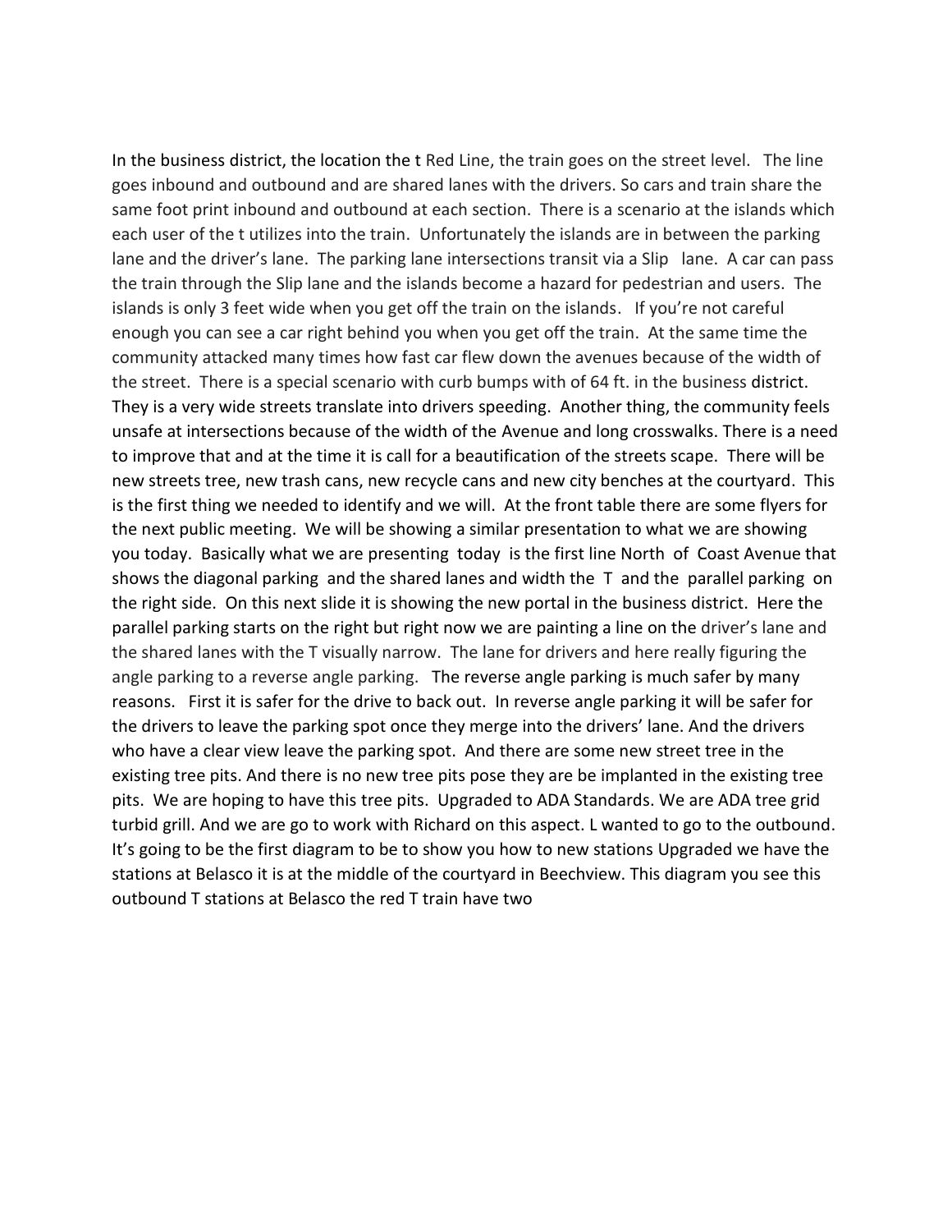In the business district, the location the t Red Line, the train goes on the street level.   The line goes inbound and outbound and are shared lanes with the drivers. So cars and train share the same foot print inbound and outbound at each section.  There is a scenario at the islands which each user of the t utilizes into the train.  Unfortunately the islands are in between the parking lane and the driver's lane.  The parking lane intersections transit via a Slip   lane.  A car can pass the train through the Slip lane and the islands become a hazard for pedestrian and users.  The islands is only 3 feet wide when you get off the train on the islands.   If you're not careful enough you can see a car right behind you when you get off the train.  At the same time the community attacked many times how fast car flew down the avenues because of the width of the street.  There is a special scenario with curb bumps with of 64 ft. in the business district. They is a very wide streets translate into drivers speeding.  Another thing, the community feels unsafe at intersections because of the width of the Avenue and long crosswalks. There is a need to improve that and at the time it is call for a beautification of the streets scape.  There will be new streets tree, new trash cans, new recycle cans and new city benches at the courtyard.  This is the first thing we needed to identify and we will.  At the front table there are some flyers for the next public meeting.  We will be showing a similar presentation to what we are showing you today.  Basically what we are presenting  today  is the first line North  of  Coast Avenue that shows the diagonal parking  and the shared lanes and width the  T  and the  parallel parking  on the right side.  On this next slide it is showing the new portal in the business district.  Here the parallel parking starts on the right but right now we are painting a line on the driver's lane and the shared lanes with the T visually narrow.  The lane for drivers and here really figuring the angle parking to a reverse angle parking.   The reverse angle parking is much safer by many reasons.   First it is safer for the drive to back out.  In reverse angle parking it will be safer for the drivers to leave the parking spot once they merge into the drivers' lane. And the drivers who have a clear view leave the parking spot.  And there are some new street tree in the existing tree pits. And there is no new tree pits pose they are be implanted in the existing tree pits.  We are hoping to have this tree pits.  Upgraded to ADA Standards. We are ADA tree grid turbid grill. And we are go to work with Richard on this aspect. L wanted to go to the outbound. It's going to be the first diagram to be to show you how to new stations Upgraded we have the stations at Belasco it is at the middle of the courtyard in Beechview. This diagram you see this outbound T stations at Belasco the red T train have two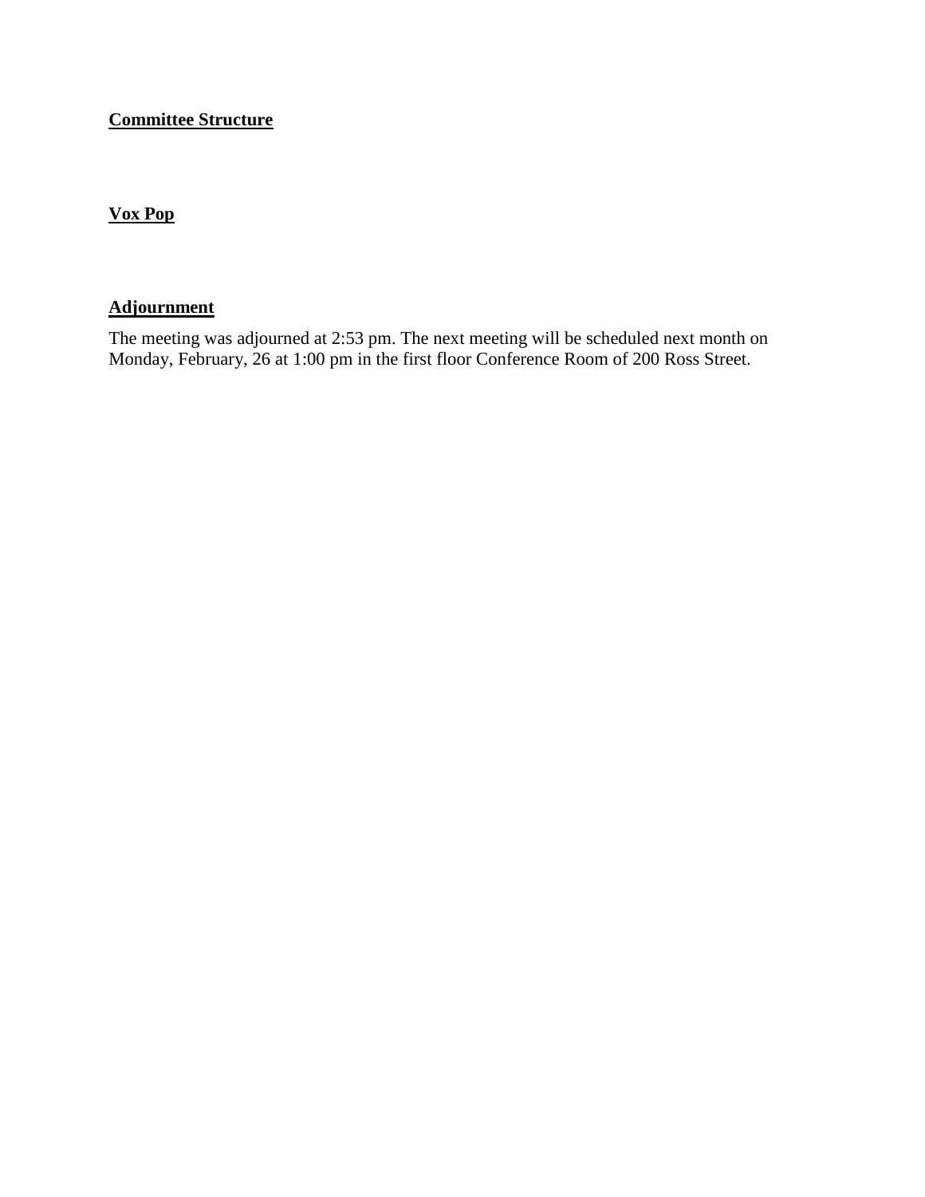**Committee Structure**

**Vox Pop**

**Adjournment**

The meeting was adjourned at 2:53 pm. The next meeting will be scheduled next month on Monday, February, 26 at 1:00 pm in the first floor Conference Room of 200 Ross Street.